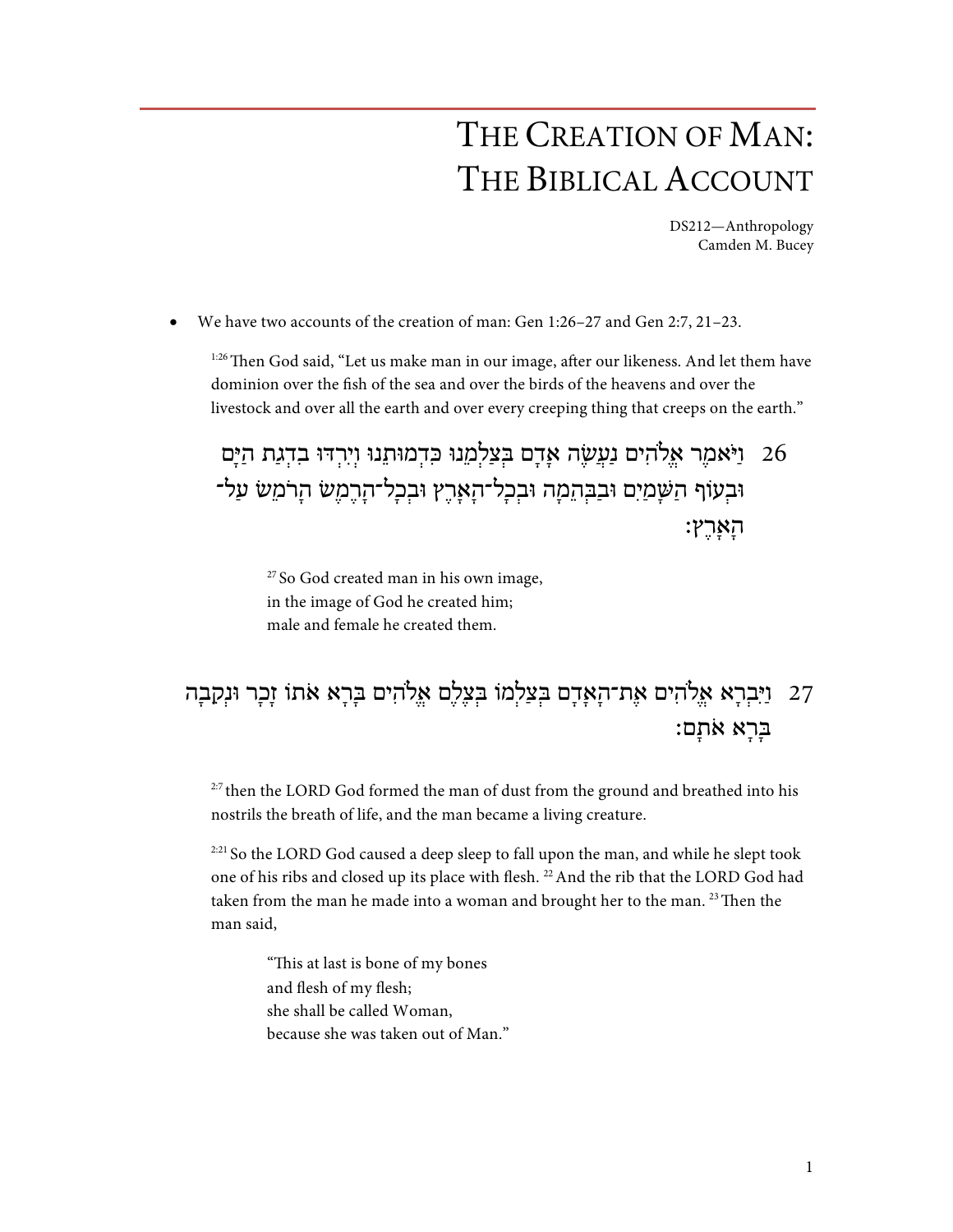# The Creation of Man: The Biblical Account

DS212—Anthropology
Camden M. Bucey

- We have two accounts of the creation of man: Gen 1:26–27 and Gen 2:7, 21–23.

> [1:26] Then God said, "Let us make man in our image, after our likeness. And let them have dominion over the fish of the sea and over the birds of the heavens and over the livestock and over all the earth and over every creeping thing that creeps on the earth."

> 26 וַיֹּאמֶר אֱלֹהִים נַעֲשֶׂה אָדָם בְּצַלְמֵנוּ כִּדְמוּתֵנוּ וְיִרְדּוּ בִדְגַת הַיָּם וּבְעוֹף הַשָּׁמַיִם וּבַבְּהֵמָה וּבְכָל־הָאָרֶץ וּבְכָל־הָרֶמֶשׂ הָרֹמֵשׂ עַל־הָאָרֶץ׃

> [27] So God created man in his own image,
> in the image of God he created him;
> male and female he created them.

> 27 וַיִּבְרָא אֱלֹהִים אֶת־הָאָדָם בְּצַלְמוֹ בְּצֶלֶם אֱלֹהִים בָּרָא אֹתוֹ זָכָר וּנְקֵבָה בָּרָא אֹתָם׃

> [2:7] then the LORD God formed the man of dust from the ground and breathed into his nostrils the breath of life, and the man became a living creature.

> [2:21] So the LORD God caused a deep sleep to fall upon the man, and while he slept took one of his ribs and closed up its place with flesh. [22] And the rib that the LORD God had taken from the man he made into a woman and brought her to the man. [23] Then the man said,

> "This at last is bone of my bones
> and flesh of my flesh;
> she shall be called Woman,
> because she was taken out of Man."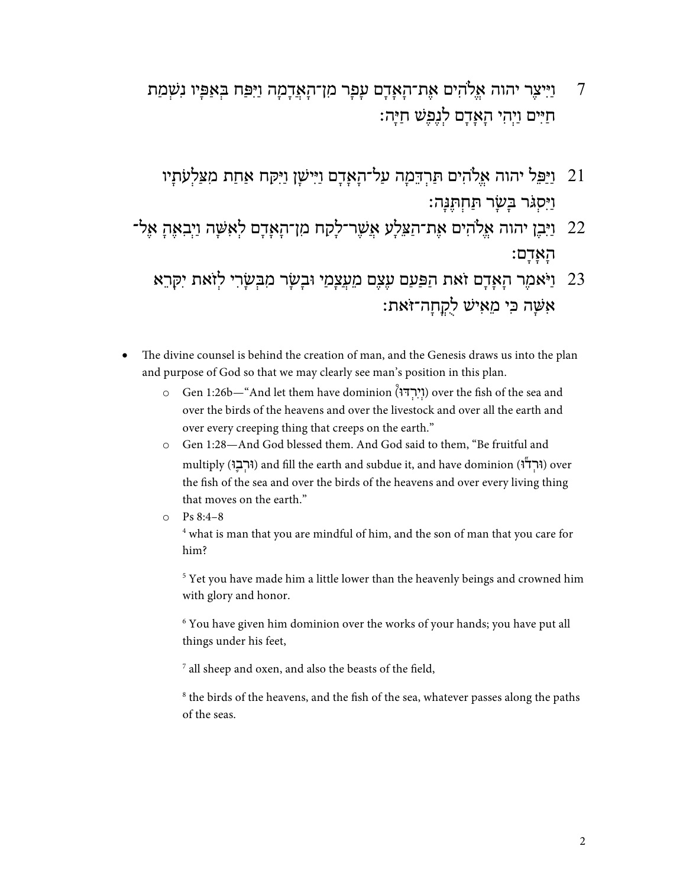7 וַיִּיצֶר יהוה אֱלֹהִים אֶת־הָאָדָם עָפָר מִן־הָאֲדָמָה וַיִּפַּח בְּאַפָּיו נִשְׁמַת חַיִּים וַיְהִי הָאָדָם לְנֶפֶשׁ חַיָּה׃

21 וַיַּפֵּל יהוה אֱלֹהִים תַּרְדֵּמָה עַל־הָאָדָם וַיִּישָׁן וַיִּקַּח אַחַת מִצַּלְעֹתָיו וַיִּסְגֹּר בָּשָׂר תַּחְתֶּנָּה׃

22 וַיִּבֶן יהוה אֱלֹהִים אֶת־הַצֵּלָע אֲשֶׁר־לָקַח מִן־הָאָדָם לְאִשָּׁה וַיְבִאֶהָ אֶל־הָאָדָם׃

23 וַיֹּאמֶר הָאָדָם זֹאת הַפַּעַם עֶצֶם מֵעֲצָמַי וּבָשָׂר מִבְּשָׂרִי לְזֹאת יִקָּרֵא אִשָּׁה כִּי מֵאִישׁ לֻקֳחָה־זֹּאת׃

- The divine counsel is behind the creation of man, and the Genesis draws us into the plan and purpose of God so that we may clearly see man's position in this plan.
  - Gen 1:26b—"And let them have dominion (וְיִרְדּוּ) over the fish of the sea and over the birds of the heavens and over the livestock and over all the earth and over every creeping thing that creeps on the earth."
  - Gen 1:28—And God blessed them. And God said to them, "Be fruitful and multiply (וּרְבוּ) and fill the earth and subdue it, and have dominion (וּרְדוּ) over the fish of the sea and over the birds of the heavens and over every living thing that moves on the earth."
  - Ps 8:4–8

    [4] what is man that you are mindful of him, and the son of man that you care for him?

    [5] Yet you have made him a little lower than the heavenly beings and crowned him with glory and honor.

    [6] You have given him dominion over the works of your hands; you have put all things under his feet,

    [7] all sheep and oxen, and also the beasts of the field,

    [8] the birds of the heavens, and the fish of the sea, whatever passes along the paths of the seas.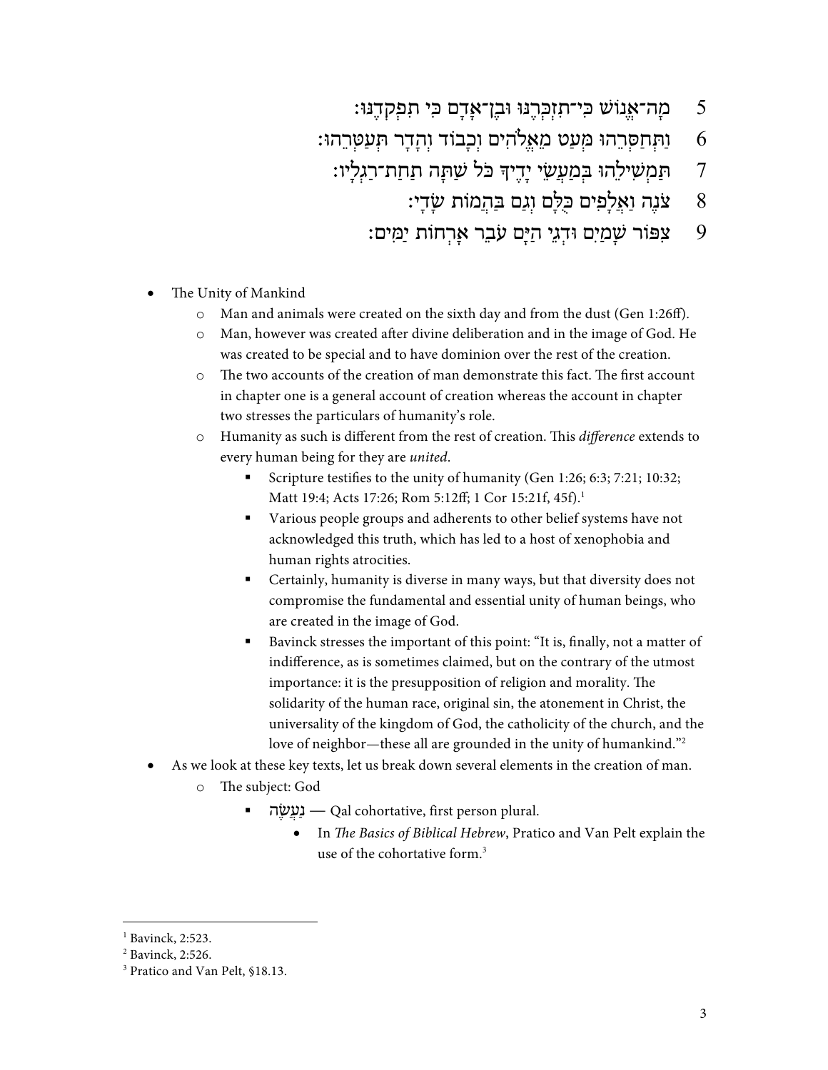5 מָה־אֱנוֹשׁ כִּי־תִזְכְּרֶנּוּ וּבֶן־אָדָם כִּי תִפְקְדֶנּוּ׃

6 וַתְּחַסְּרֵהוּ מְּעַט מֵאֱלֹהִים וְכָבוֹד וְהָדָר תְּעַטְּרֵהוּ׃

7 תַּמְשִׁילֵהוּ בְּמַעֲשֵׂי יָדֶיךָ כֹּל שַׁתָּה תַחַת־רַגְלָיו׃

8 צֹנֶה וַאֲלָפִים כֻּלָּם וְגַם בַּהֲמוֹת שָׂדָי׃

9 צִפּוֹר שָׁמַיִם וּדְגֵי הַיָּם עֹבֵר אָרְחוֹת יַמִּים׃

- The Unity of Mankind
  - Man and animals were created on the sixth day and from the dust (Gen 1:26ff).
  - Man, however was created after divine deliberation and in the image of God. He was created to be special and to have dominion over the rest of the creation.
  - The two accounts of the creation of man demonstrate this fact. The first account in chapter one is a general account of creation whereas the account in chapter two stresses the particulars of humanity's role.
  - Humanity as such is different from the rest of creation. This *difference* extends to every human being for they are *united*.
    - Scripture testifies to the unity of humanity (Gen 1:26; 6:3; 7:21; 10:32; Matt 19:4; Acts 17:26; Rom 5:12ff; 1 Cor 15:21f, 45f).[1]
    - Various people groups and adherents to other belief systems have not acknowledged this truth, which has led to a host of xenophobia and human rights atrocities.
    - Certainly, humanity is diverse in many ways, but that diversity does not compromise the fundamental and essential unity of human beings, who are created in the image of God.
    - Bavinck stresses the important of this point: "It is, finally, not a matter of indifference, as is sometimes claimed, but on the contrary of the utmost importance: it is the presupposition of religion and morality. The solidarity of the human race, original sin, the atonement in Christ, the universality of the kingdom of God, the catholicity of the church, and the love of neighbor—these all are grounded in the unity of humankind."[2]
- As we look at these key texts, let us break down several elements in the creation of man.
  - The subject: God
    - נַעֲשֶׂה — Qal cohortative, first person plural.
      - In *The Basics of Biblical Hebrew*, Pratico and Van Pelt explain the use of the cohortative form.[3]

---

[1] Bavinck, 2:523.

[2] Bavinck, 2:526.

[3] Pratico and Van Pelt, §18.13.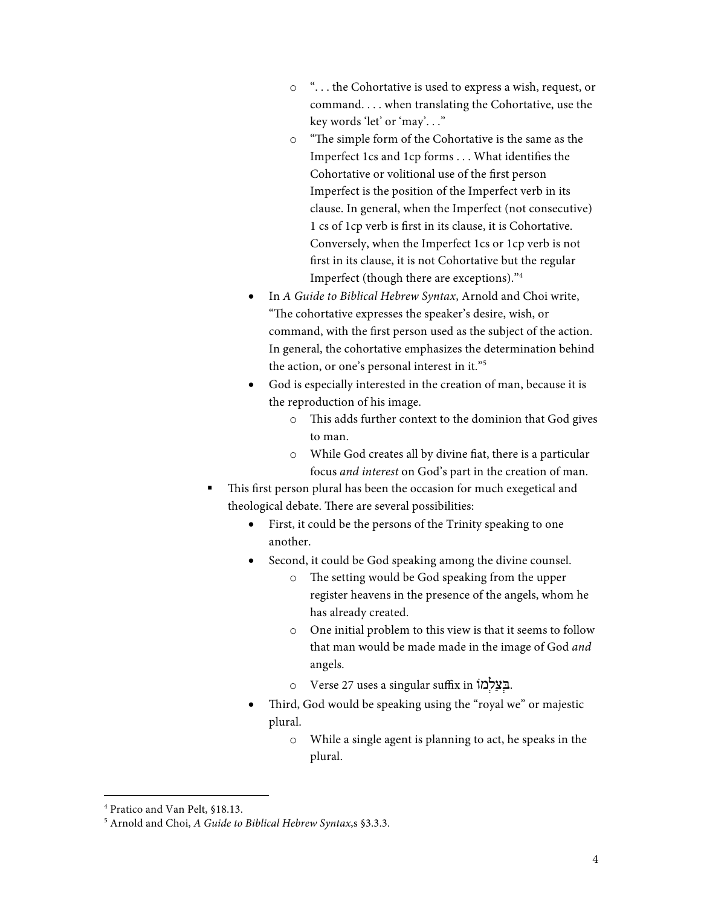- ". . . the Cohortative is used to express a wish, request, or command. . . . when translating the Cohortative, use the key words 'let' or 'may'. . ."
        - "The simple form of the Cohortative is the same as the Imperfect 1cs and 1cp forms . . . What identifies the Cohortative or volitional use of the first person Imperfect is the position of the Imperfect verb in its clause. In general, when the Imperfect (not consecutive) 1 cs of 1cp verb is first in its clause, it is Cohortative. Conversely, when the Imperfect 1cs or 1cp verb is not first in its clause, it is not Cohortative but the regular Imperfect (though there are exceptions)."[4]
    - In *A Guide to Biblical Hebrew Syntax*, Arnold and Choi write, "The cohortative expresses the speaker's desire, wish, or command, with the first person used as the subject of the action. In general, the cohortative emphasizes the determination behind the action, or one's personal interest in it."[5]
    - God is especially interested in the creation of man, because it is the reproduction of his image.
        - This adds further context to the dominion that God gives to man.
        - While God creates all by divine fiat, there is a particular focus *and interest* on God's part in the creation of man.
- This first person plural has been the occasion for much exegetical and theological debate. There are several possibilities:
    - First, it could be the persons of the Trinity speaking to one another.
    - Second, it could be God speaking among the divine counsel.
        - The setting would be God speaking from the upper register heavens in the presence of the angels, whom he has already created.
        - One initial problem to this view is that it seems to follow that man would be made made in the image of God *and* angels.
        - Verse 27 uses a singular suffix in בְּצַלְמוֹ.
    - Third, God would be speaking using the "royal we" or majestic plural.
        - While a single agent is planning to act, he speaks in the plural.

---

[4] Pratico and Van Pelt, §18.13.

[5] Arnold and Choi, *A Guide to Biblical Hebrew Syntax*,s §3.3.3.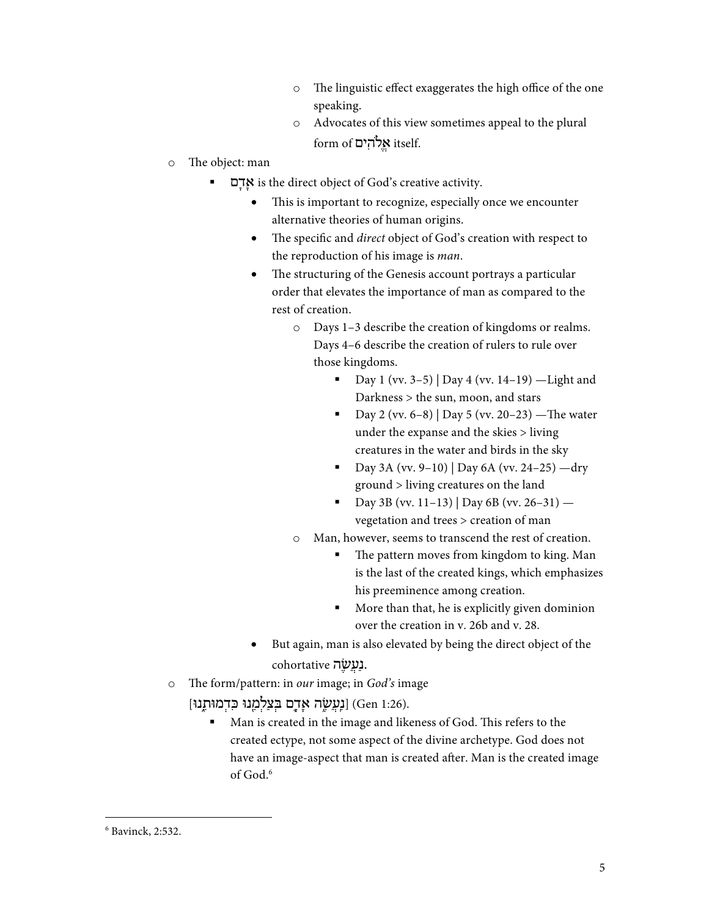- The linguistic effect exaggerates the high office of the one speaking.
    - Advocates of this view sometimes appeal to the plural form of אֱלֹהִים itself.
- The object: man
  - אָדָם is the direct object of God's creative activity.
    - This is important to recognize, especially once we encounter alternative theories of human origins.
    - The specific and *direct* object of God's creation with respect to the reproduction of his image is *man*.
    - The structuring of the Genesis account portrays a particular order that elevates the importance of man as compared to the rest of creation.
      - Days 1–3 describe the creation of kingdoms or realms. Days 4–6 describe the creation of rulers to rule over those kingdoms.
        - Day 1 (vv. 3–5) | Day 4 (vv. 14–19) —Light and Darkness > the sun, moon, and stars
        - Day 2 (vv. 6–8) | Day 5 (vv. 20–23) —The water under the expanse and the skies > living creatures in the water and birds in the sky
        - Day 3A (vv. 9–10) | Day 6A (vv. 24–25) —dry ground > living creatures on the land
        - Day 3B (vv. 11–13) | Day 6B (vv. 26–31) —vegetation and trees > creation of man
      - Man, however, seems to transcend the rest of creation.
        - The pattern moves from kingdom to king. Man is the last of the created kings, which emphasizes his preeminence among creation.
        - More than that, he is explicitly given dominion over the creation in v. 26b and v. 28.
    - But again, man is also elevated by being the direct object of the cohortative נַעֲשֶׂה.
- The form/pattern: in *our* image; in *God's* image [נַעֲשֶׂה אָדָם בְּצַלְמֵנוּ כִּדְמוּתֵנוּ] (Gen 1:26).
  - Man is created in the image and likeness of God. This refers to the created ectype, not some aspect of the divine archetype. God does not have an image-aspect that man is created after. Man is the created image of God.[6]

[6] Bavinck, 2:532.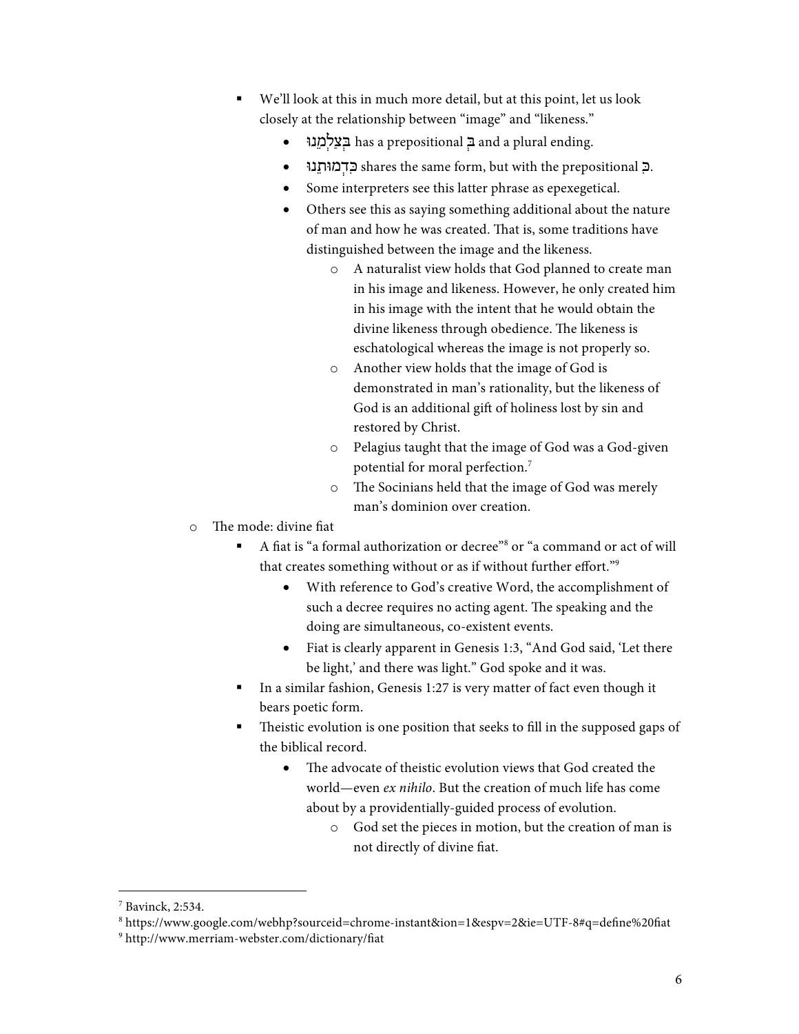- We'll look at this in much more detail, but at this point, let us look closely at the relationship between "image" and "likeness."
  - בְּצַלְמֵנוּ has a prepositional בְּ and a plural ending.
  - כִּדְמוּתֵנוּ shares the same form, but with the prepositional כְּ.
  - Some interpreters see this latter phrase as epexegetical.
  - Others see this as saying something additional about the nature of man and how he was created. That is, some traditions have distinguished between the image and the likeness.
    - A naturalist view holds that God planned to create man in his image and likeness. However, he only created him in his image with the intent that he would obtain the divine likeness through obedience. The likeness is eschatological whereas the image is not properly so.
    - Another view holds that the image of God is demonstrated in man's rationality, but the likeness of God is an additional gift of holiness lost by sin and restored by Christ.
    - Pelagius taught that the image of God was a God-given potential for moral perfection.[7]
    - The Socinians held that the image of God was merely man's dominion over creation.

- The mode: divine fiat
  - A fiat is "a formal authorization or decree"[8] or "a command or act of will that creates something without or as if without further effort."[9]
    - With reference to God's creative Word, the accomplishment of such a decree requires no acting agent. The speaking and the doing are simultaneous, co-existent events.
    - Fiat is clearly apparent in Genesis 1:3, "And God said, 'Let there be light,' and there was light." God spoke and it was.
  - In a similar fashion, Genesis 1:27 is very matter of fact even though it bears poetic form.
  - Theistic evolution is one position that seeks to fill in the supposed gaps of the biblical record.
    - The advocate of theistic evolution views that God created the world—even *ex nihilo*. But the creation of much life has come about by a providentially-guided process of evolution.
      - God set the pieces in motion, but the creation of man is not directly of divine fiat.

---

[7] Bavinck, 2:534.

[8] https://www.google.com/webhp?sourceid=chrome-instant&ion=1&espv=2&ie=UTF-8#q=define%20fiat

[9] http://www.merriam-webster.com/dictionary/fiat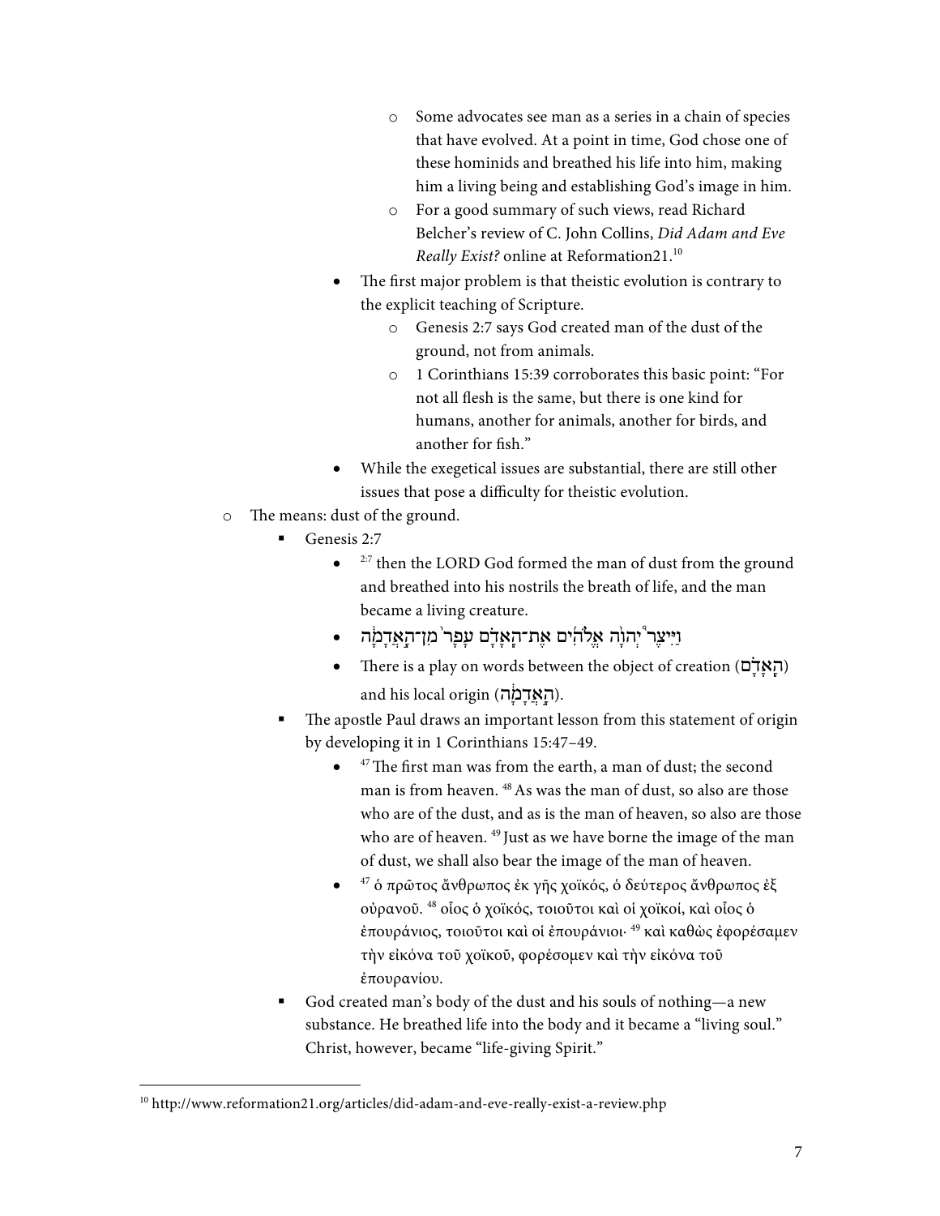- Some advocates see man as a series in a chain of species that have evolved. At a point in time, God chose one of these hominids and breathed his life into him, making him a living being and establishing God's image in him.
        - For a good summary of such views, read Richard Belcher's review of C. John Collins, *Did Adam and Eve Really Exist?* online at Reformation21.[10]
    - The first major problem is that theistic evolution is contrary to the explicit teaching of Scripture.
        - Genesis 2:7 says God created man of the dust of the ground, not from animals.
        - 1 Corinthians 15:39 corroborates this basic point: "For not all flesh is the same, but there is one kind for humans, another for animals, another for birds, and another for fish."
    - While the exegetical issues are substantial, there are still other issues that pose a difficulty for theistic evolution.
- The means: dust of the ground.
    - Genesis 2:7
        - [2:7] then the LORD God formed the man of dust from the ground and breathed into his nostrils the breath of life, and the man became a living creature.
        - וַיִּיצֶר֩ יְהוָ֨ה אֱלֹהִ֜ים אֶת־הָֽאָדָ֗ם עָפָר֙ מִן־הָ֣אֲדָמָ֔ה
        - There is a play on words between the object of creation (הָאָדָם) and his local origin (הָֽאֲדָמָ֔ה).
    - The apostle Paul draws an important lesson from this statement of origin by developing it in 1 Corinthians 15:47–49.
        - [47] The first man was from the earth, a man of dust; the second man is from heaven. [48] As was the man of dust, so also are those who are of the dust, and as is the man of heaven, so also are those who are of heaven. [49] Just as we have borne the image of the man of dust, we shall also bear the image of the man of heaven.
        - [47] ὁ πρῶτος ἄνθρωπος ἐκ γῆς χοϊκός, ὁ δεύτερος ἄνθρωπος ἐξ οὐρανοῦ. [48] οἷος ὁ χοϊκός, τοιοῦτοι καὶ οἱ χοϊκοί, καὶ οἷος ὁ ἐπουράνιος, τοιοῦτοι καὶ οἱ ἐπουράνιοι· [49] καὶ καθὼς ἐφορέσαμεν τὴν εἰκόνα τοῦ χοϊκοῦ, φορέσομεν καὶ τὴν εἰκόνα τοῦ ἐπουρανίου.
    - God created man's body of the dust and his souls of nothing—a new substance. He breathed life into the body and it became a "living soul." Christ, however, became "life-giving Spirit."

---

[10] http://www.reformation21.org/articles/did-adam-and-eve-really-exist-a-review.php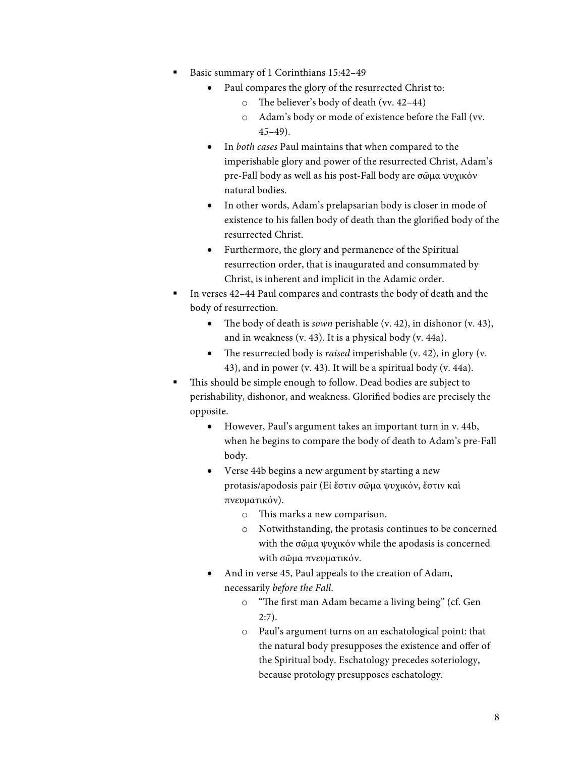- Basic summary of 1 Corinthians 15:42–49
  - Paul compares the glory of the resurrected Christ to:
    - The believer's body of death (vv. 42–44)
    - Adam's body or mode of existence before the Fall (vv. 45–49).
  - In *both cases* Paul maintains that when compared to the imperishable glory and power of the resurrected Christ, Adam's pre-Fall body as well as his post-Fall body are σῶμα ψυχικόν natural bodies.
  - In other words, Adam's prelapsarian body is closer in mode of existence to his fallen body of death than the glorified body of the resurrected Christ.
  - Furthermore, the glory and permanence of the Spiritual resurrection order, that is inaugurated and consummated by Christ, is inherent and implicit in the Adamic order.
- In verses 42–44 Paul compares and contrasts the body of death and the body of resurrection.
  - The body of death is *sown* perishable (v. 42), in dishonor (v. 43), and in weakness (v. 43). It is a physical body (v. 44a).
  - The resurrected body is *raised* imperishable (v. 42), in glory (v. 43), and in power (v. 43). It will be a spiritual body (v. 44a).
- This should be simple enough to follow. Dead bodies are subject to perishability, dishonor, and weakness. Glorified bodies are precisely the opposite.
  - However, Paul's argument takes an important turn in v. 44b, when he begins to compare the body of death to Adam's pre-Fall body.
  - Verse 44b begins a new argument by starting a new protasis/apodosis pair (Εἰ ἔστιν σῶμα ψυχικόν, ἔστιν καὶ πνευματικόν).
    - This marks a new comparison.
    - Notwithstanding, the protasis continues to be concerned with the σῶμα ψυχικόν while the apodasis is concerned with σῶμα πνευματικόν.
  - And in verse 45, Paul appeals to the creation of Adam, necessarily *before the Fall*.
    - "The first man Adam became a living being" (cf. Gen 2:7).
    - Paul's argument turns on an eschatological point: that the natural body presupposes the existence and offer of the Spiritual body. Eschatology precedes soteriology, because protology presupposes eschatology.